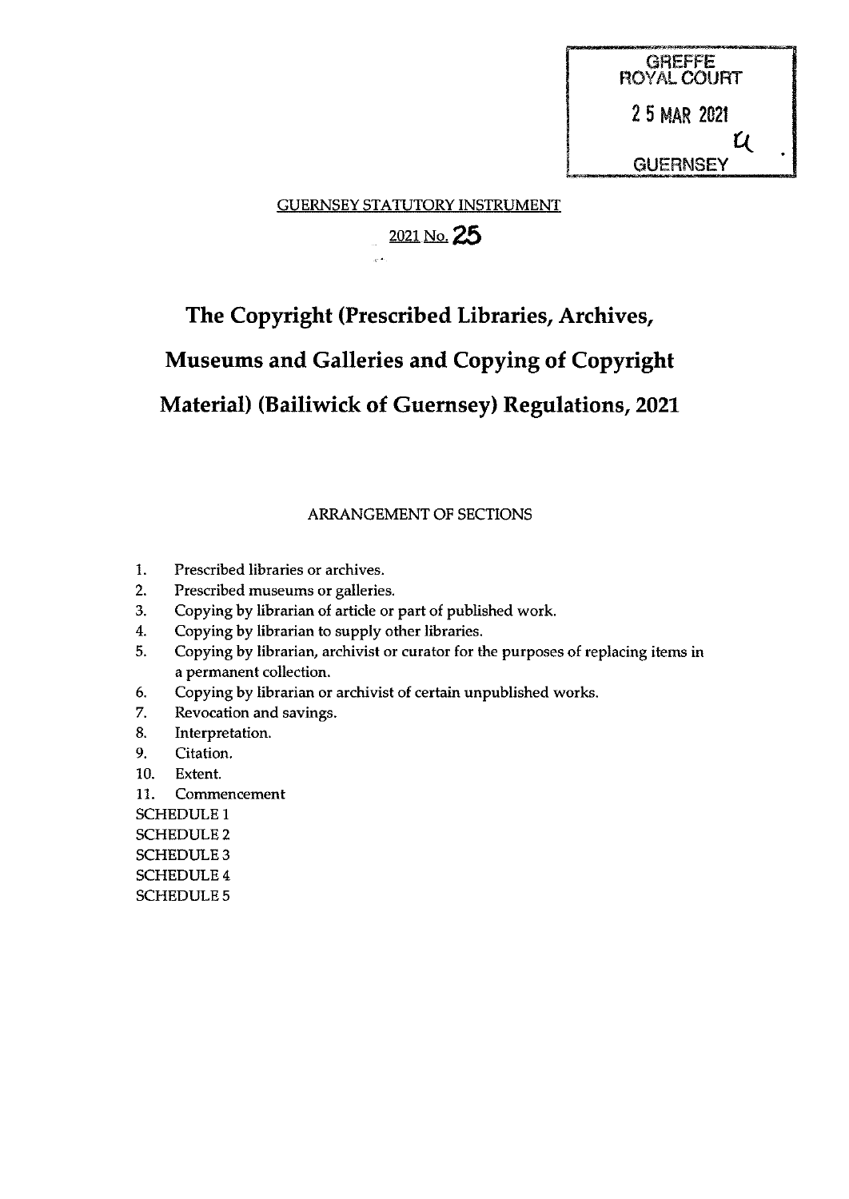GREFFE
ROYAL COURT
25 MAR 2021
GUERNSEY

GUERNSEY STATUTORY INSTRUMENT

2021 No. 25

# The Copyright (Prescribed Libraries, Archives, Museums and Galleries and Copying of Copyright Material) (Bailiwick of Guernsey) Regulations, 2021

ARRANGEMENT OF SECTIONS

1. Prescribed libraries or archives.
2. Prescribed museums or galleries.
3. Copying by librarian of article or part of published work.
4. Copying by librarian to supply other libraries.
5. Copying by librarian, archivist or curator for the purposes of replacing items in a permanent collection.
6. Copying by librarian or archivist of certain unpublished works.
7. Revocation and savings.
8. Interpretation.
9. Citation.
10. Extent.
11. Commencement

SCHEDULE 1
SCHEDULE 2
SCHEDULE 3
SCHEDULE 4
SCHEDULE 5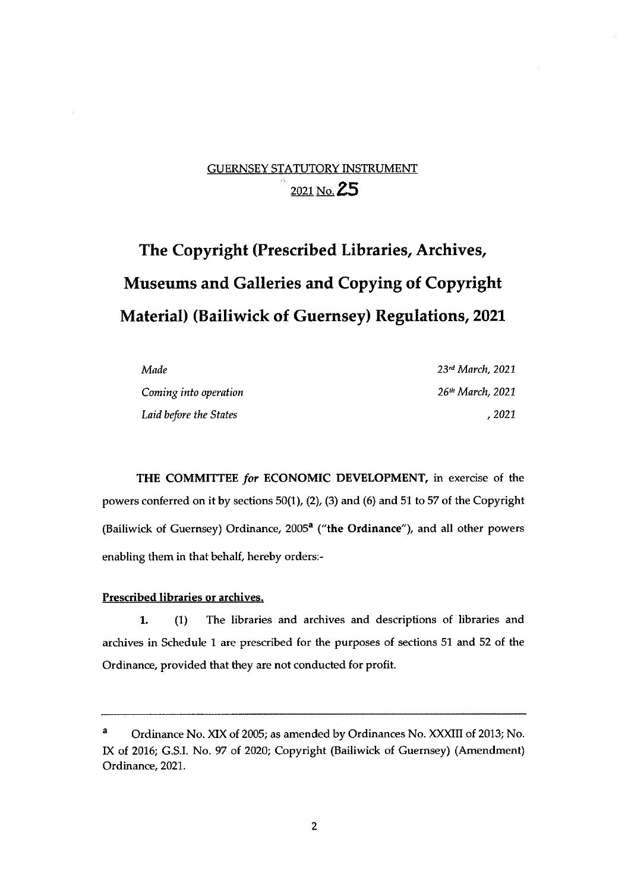GUERNSEY STATUTORY INSTRUMENT

2021 No. 25

# The Copyright (Prescribed Libraries, Archives, Museums and Galleries and Copying of Copyright Material) (Bailiwick of Guernsey) Regulations, 2021

| | |
|---|---|
| *Made* | *23rd March, 2021* |
| *Coming into operation* | *26th March, 2021* |
| *Laid before the States* | *, 2021* |

**THE COMMITTEE** *for* **ECONOMIC DEVELOPMENT,** in exercise of the powers conferred on it by sections 50(1), (2), (3) and (6) and 51 to 57 of the Copyright (Bailiwick of Guernsey) Ordinance, 2005[a] ("**the Ordinance**"), and all other powers enabling them in that behalf, hereby orders:-

**Prescribed libraries or archives.**

**1.** (1) The libraries and archives and descriptions of libraries and archives in Schedule 1 are prescribed for the purposes of sections 51 and 52 of the Ordinance, provided that they are not conducted for profit.

---

[a] Ordinance No. XIX of 2005; as amended by Ordinances No. XXXIII of 2013; No. IX of 2016; G.S.I. No. 97 of 2020; Copyright (Bailiwick of Guernsey) (Amendment) Ordinance, 2021.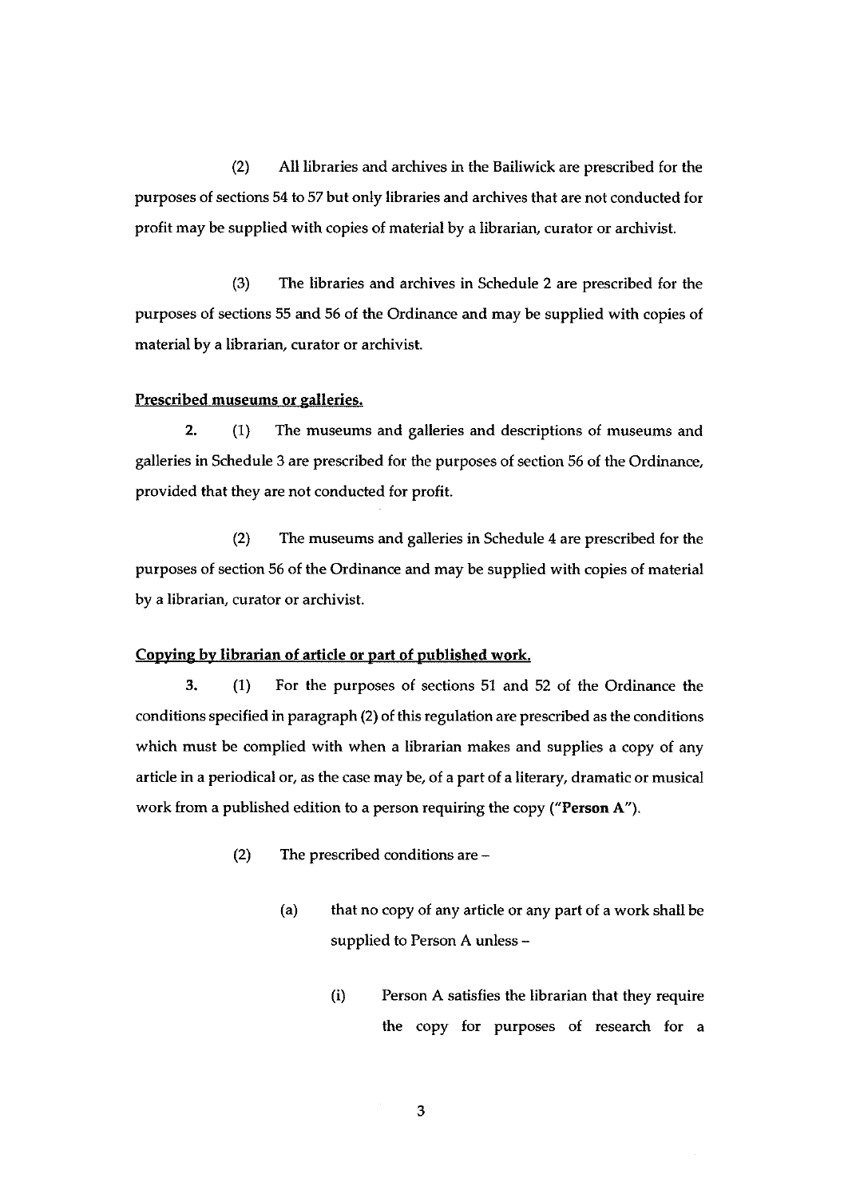(2) All libraries and archives in the Bailiwick are prescribed for the purposes of sections 54 to 57 but only libraries and archives that are not conducted for profit may be supplied with copies of material by a librarian, curator or archivist.

(3) The libraries and archives in Schedule 2 are prescribed for the purposes of sections 55 and 56 of the Ordinance and may be supplied with copies of material by a librarian, curator or archivist.

**Prescribed museums or galleries.**

**2.** (1) The museums and galleries and descriptions of museums and galleries in Schedule 3 are prescribed for the purposes of section 56 of the Ordinance, provided that they are not conducted for profit.

(2) The museums and galleries in Schedule 4 are prescribed for the purposes of section 56 of the Ordinance and may be supplied with copies of material by a librarian, curator or archivist.

**Copying by librarian of article or part of published work.**

**3.** (1) For the purposes of sections 51 and 52 of the Ordinance the conditions specified in paragraph (2) of this regulation are prescribed as the conditions which must be complied with when a librarian makes and supplies a copy of any article in a periodical or, as the case may be, of a part of a literary, dramatic or musical work from a published edition to a person requiring the copy (**"Person A"**).

(2) The prescribed conditions are –

(a) that no copy of any article or any part of a work shall be supplied to Person A unless –

(i) Person A satisfies the librarian that they require the copy for purposes of research for a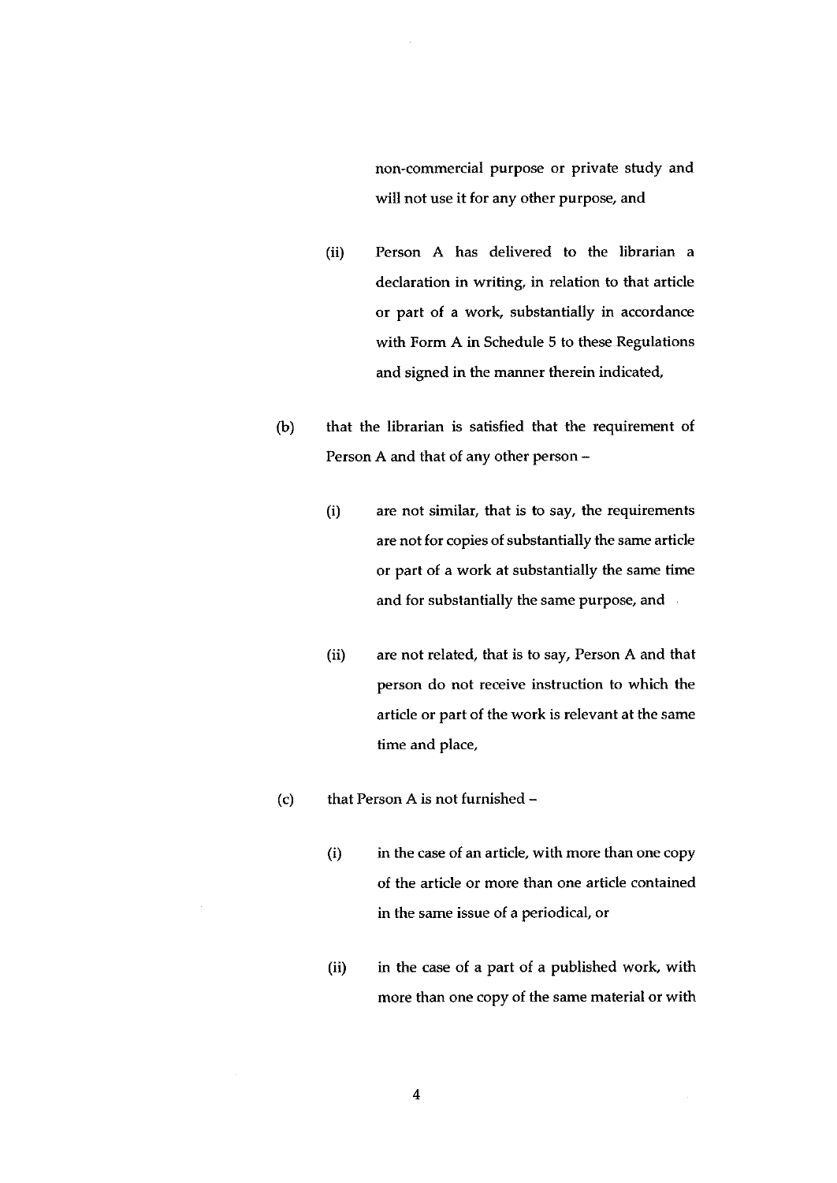non-commercial purpose or private study and will not use it for any other purpose, and

   (ii) Person A has delivered to the librarian a declaration in writing, in relation to that article or part of a work, substantially in accordance with Form A in Schedule 5 to these Regulations and signed in the manner therein indicated,

(b) that the librarian is satisfied that the requirement of Person A and that of any other person –

   (i) are not similar, that is to say, the requirements are not for copies of substantially the same article or part of a work at substantially the same time and for substantially the same purpose, and

   (ii) are not related, that is to say, Person A and that person do not receive instruction to which the article or part of the work is relevant at the same time and place,

(c) that Person A is not furnished –

   (i) in the case of an article, with more than one copy of the article or more than one article contained in the same issue of a periodical, or

   (ii) in the case of a part of a published work, with more than one copy of the same material or with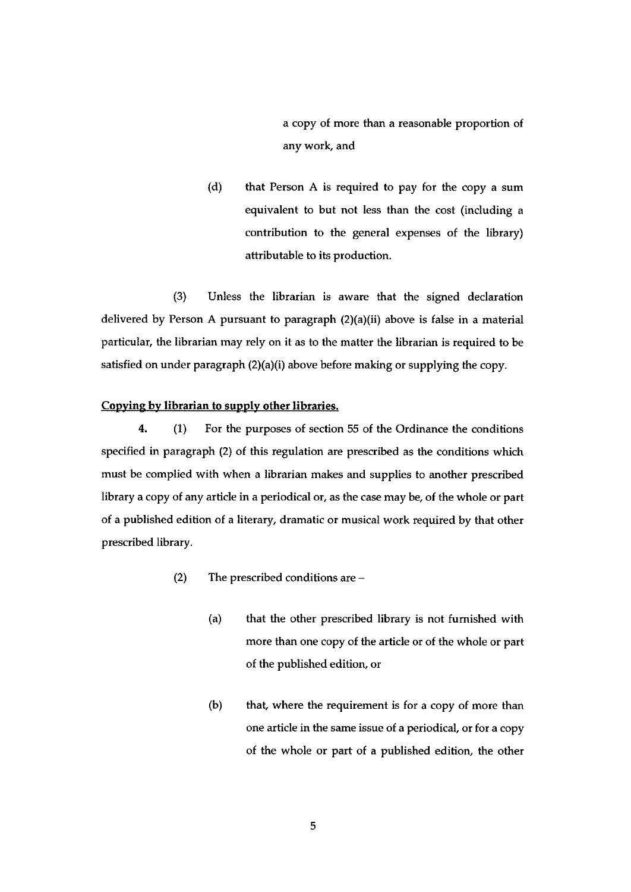a copy of more than a reasonable proportion of any work, and

(d) that Person A is required to pay for the copy a sum equivalent to but not less than the cost (including a contribution to the general expenses of the library) attributable to its production.

(3) Unless the librarian is aware that the signed declaration delivered by Person A pursuant to paragraph (2)(a)(ii) above is false in a material particular, the librarian may rely on it as to the matter the librarian is required to be satisfied on under paragraph (2)(a)(i) above before making or supplying the copy.

**Copying by librarian to supply other libraries.**

**4.** (1) For the purposes of section 55 of the Ordinance the conditions specified in paragraph (2) of this regulation are prescribed as the conditions which must be complied with when a librarian makes and supplies to another prescribed library a copy of any article in a periodical or, as the case may be, of the whole or part of a published edition of a literary, dramatic or musical work required by that other prescribed library.

(2) The prescribed conditions are –

(a) that the other prescribed library is not furnished with more than one copy of the article or of the whole or part of the published edition, or

(b) that, where the requirement is for a copy of more than one article in the same issue of a periodical, or for a copy of the whole or part of a published edition, the other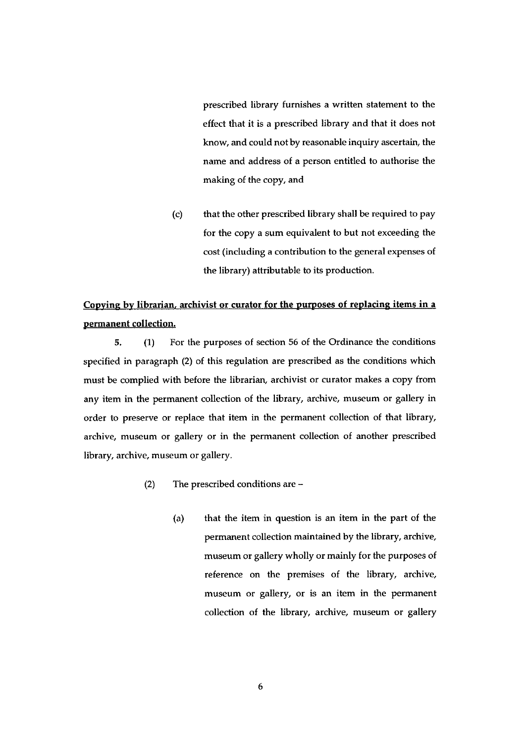prescribed library furnishes a written statement to the effect that it is a prescribed library and that it does not know, and could not by reasonable inquiry ascertain, the name and address of a person entitled to authorise the making of the copy, and

(c) that the other prescribed library shall be required to pay for the copy a sum equivalent to but not exceeding the cost (including a contribution to the general expenses of the library) attributable to its production.

**<u>Copying by librarian, archivist or curator for the purposes of replacing items in a permanent collection.</u>**

**5.** (1) For the purposes of section 56 of the Ordinance the conditions specified in paragraph (2) of this regulation are prescribed as the conditions which must be complied with before the librarian, archivist or curator makes a copy from any item in the permanent collection of the library, archive, museum or gallery in order to preserve or replace that item in the permanent collection of that library, archive, museum or gallery or in the permanent collection of another prescribed library, archive, museum or gallery.

(2) The prescribed conditions are –

(a) that the item in question is an item in the part of the permanent collection maintained by the library, archive, museum or gallery wholly or mainly for the purposes of reference on the premises of the library, archive, museum or gallery, or is an item in the permanent collection of the library, archive, museum or gallery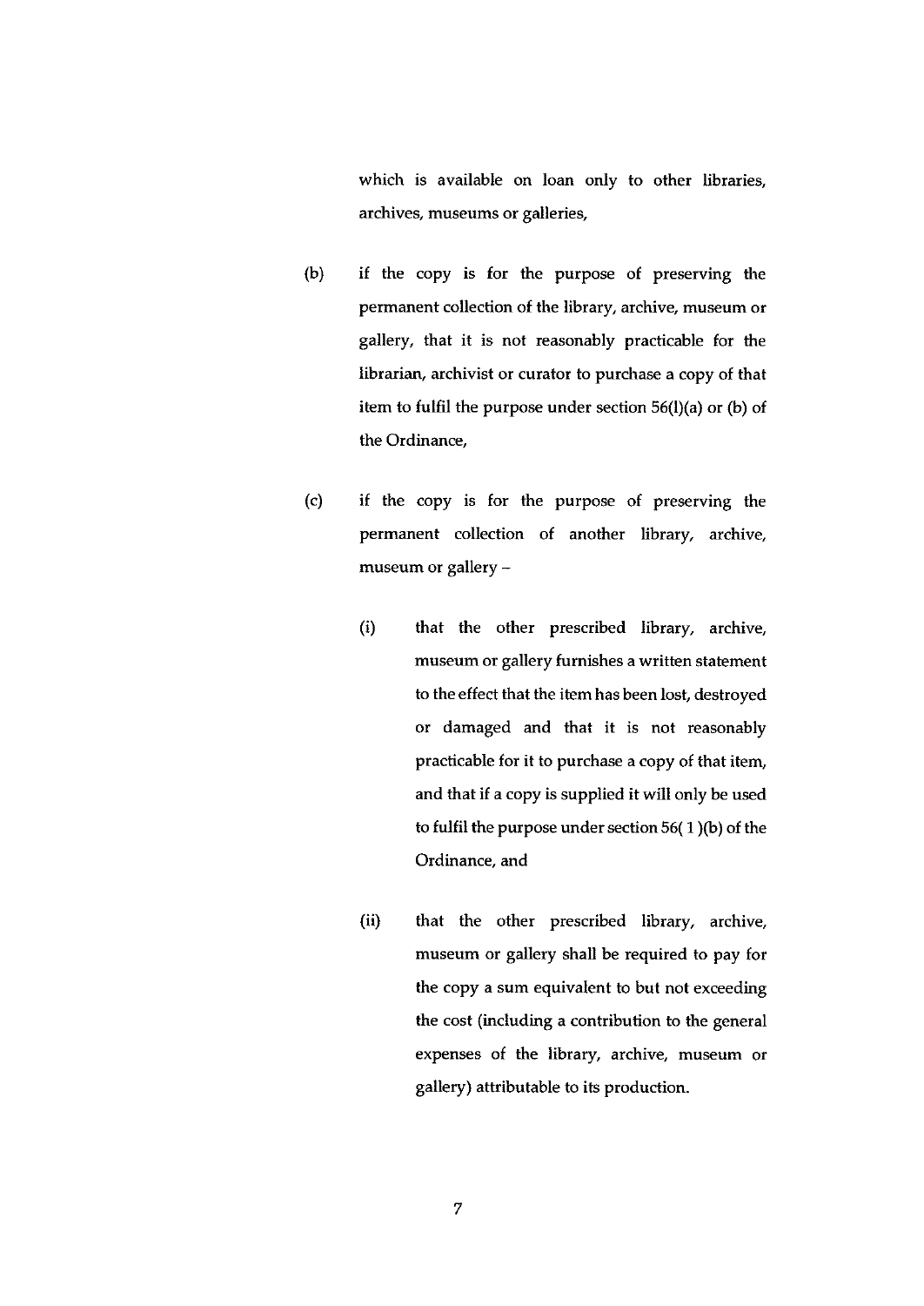which is available on loan only to other libraries, archives, museums or galleries,

(b) if the copy is for the purpose of preserving the permanent collection of the library, archive, museum or gallery, that it is not reasonably practicable for the librarian, archivist or curator to purchase a copy of that item to fulfil the purpose under section 56(l)(a) or (b) of the Ordinance,

(c) if the copy is for the purpose of preserving the permanent collection of another library, archive, museum or gallery –

(i) that the other prescribed library, archive, museum or gallery furnishes a written statement to the effect that the item has been lost, destroyed or damaged and that it is not reasonably practicable for it to purchase a copy of that item, and that if a copy is supplied it will only be used to fulfil the purpose under section 56( 1 )(b) of the Ordinance, and

(ii) that the other prescribed library, archive, museum or gallery shall be required to pay for the copy a sum equivalent to but not exceeding the cost (including a contribution to the general expenses of the library, archive, museum or gallery) attributable to its production.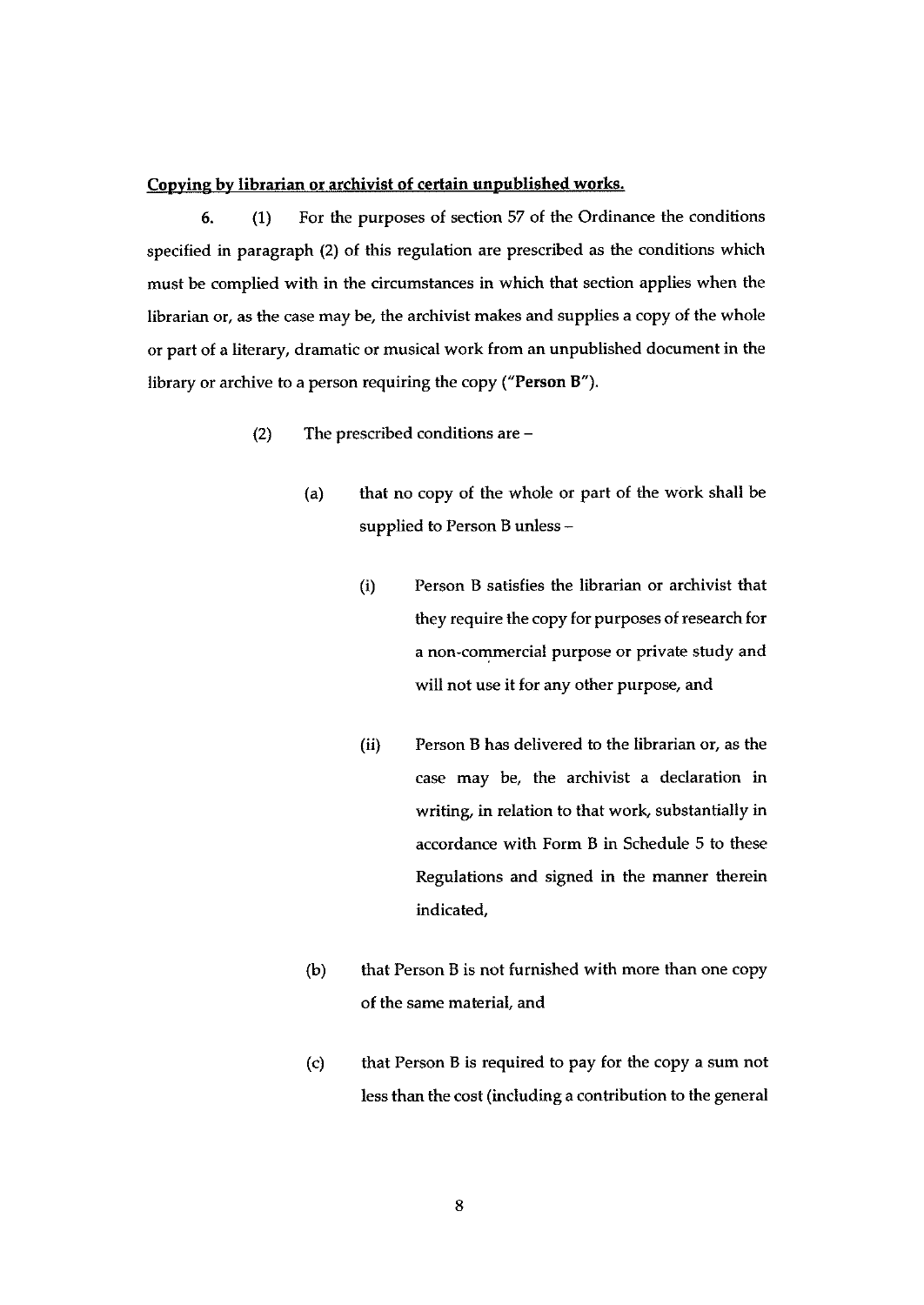**Copying by librarian or archivist of certain unpublished works.**

6. (1) For the purposes of section 57 of the Ordinance the conditions specified in paragraph (2) of this regulation are prescribed as the conditions which must be complied with in the circumstances in which that section applies when the librarian or, as the case may be, the archivist makes and supplies a copy of the whole or part of a literary, dramatic or musical work from an unpublished document in the library or archive to a person requiring the copy ("**Person B**").

(2) The prescribed conditions are –

(a) that no copy of the whole or part of the work shall be supplied to Person B unless –

(i) Person B satisfies the librarian or archivist that they require the copy for purposes of research for a non-commercial purpose or private study and will not use it for any other purpose, and

(ii) Person B has delivered to the librarian or, as the case may be, the archivist a declaration in writing, in relation to that work, substantially in accordance with Form B in Schedule 5 to these Regulations and signed in the manner therein indicated,

(b) that Person B is not furnished with more than one copy of the same material, and

(c) that Person B is required to pay for the copy a sum not less than the cost (including a contribution to the general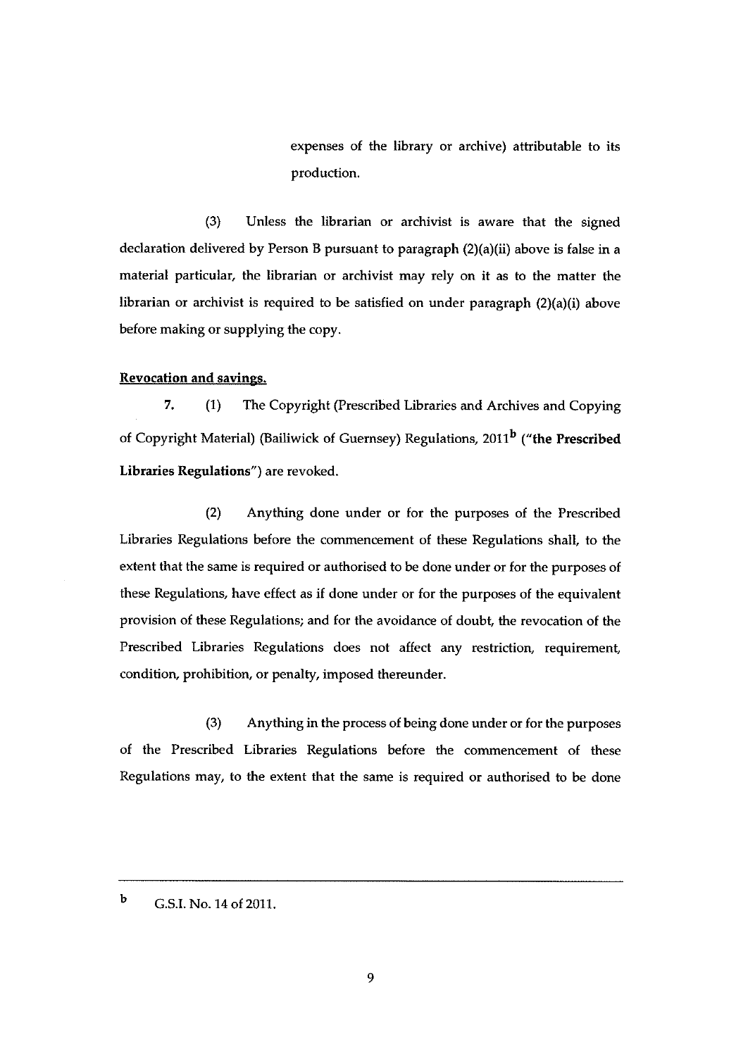expenses of the library or archive) attributable to its production.

(3) Unless the librarian or archivist is aware that the signed declaration delivered by Person B pursuant to paragraph (2)(a)(ii) above is false in a material particular, the librarian or archivist may rely on it as to the matter the librarian or archivist is required to be satisfied on under paragraph (2)(a)(i) above before making or supplying the copy.

**Revocation and savings.**

**7.** (1) The Copyright (Prescribed Libraries and Archives and Copying of Copyright Material) (Bailiwick of Guernsey) Regulations, 2011[b] ("**the Prescribed Libraries Regulations**") are revoked.

(2) Anything done under or for the purposes of the Prescribed Libraries Regulations before the commencement of these Regulations shall, to the extent that the same is required or authorised to be done under or for the purposes of these Regulations, have effect as if done under or for the purposes of the equivalent provision of these Regulations; and for the avoidance of doubt, the revocation of the Prescribed Libraries Regulations does not affect any restriction, requirement, condition, prohibition, or penalty, imposed thereunder.

(3) Anything in the process of being done under or for the purposes of the Prescribed Libraries Regulations before the commencement of these Regulations may, to the extent that the same is required or authorised to be done

---

[b] G.S.I. No. 14 of 2011.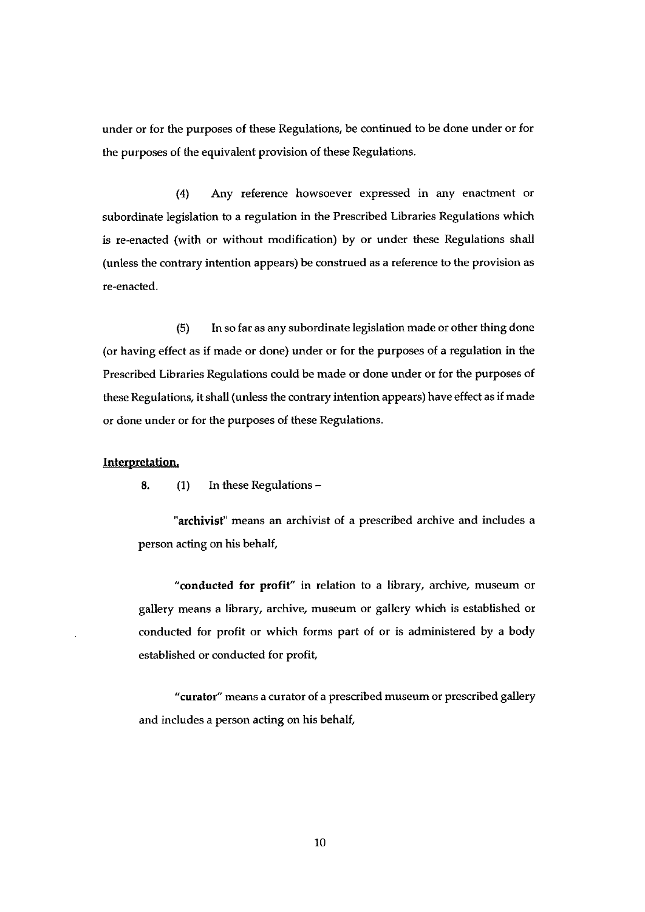under or for the purposes of these Regulations, be continued to be done under or for the purposes of the equivalent provision of these Regulations.

(4) Any reference howsoever expressed in any enactment or subordinate legislation to a regulation in the Prescribed Libraries Regulations which is re-enacted (with or without modification) by or under these Regulations shall (unless the contrary intention appears) be construed as a reference to the provision as re-enacted.

(5) In so far as any subordinate legislation made or other thing done (or having effect as if made or done) under or for the purposes of a regulation in the Prescribed Libraries Regulations could be made or done under or for the purposes of these Regulations, it shall (unless the contrary intention appears) have effect as if made or done under or for the purposes of these Regulations.

**Interpretation.**

**8.** (1) In these Regulations –

"**archivist**" means an archivist of a prescribed archive and includes a person acting on his behalf,

"**conducted for profit**" in relation to a library, archive, museum or gallery means a library, archive, museum or gallery which is established or conducted for profit or which forms part of or is administered by a body established or conducted for profit,

"**curator**" means a curator of a prescribed museum or prescribed gallery and includes a person acting on his behalf,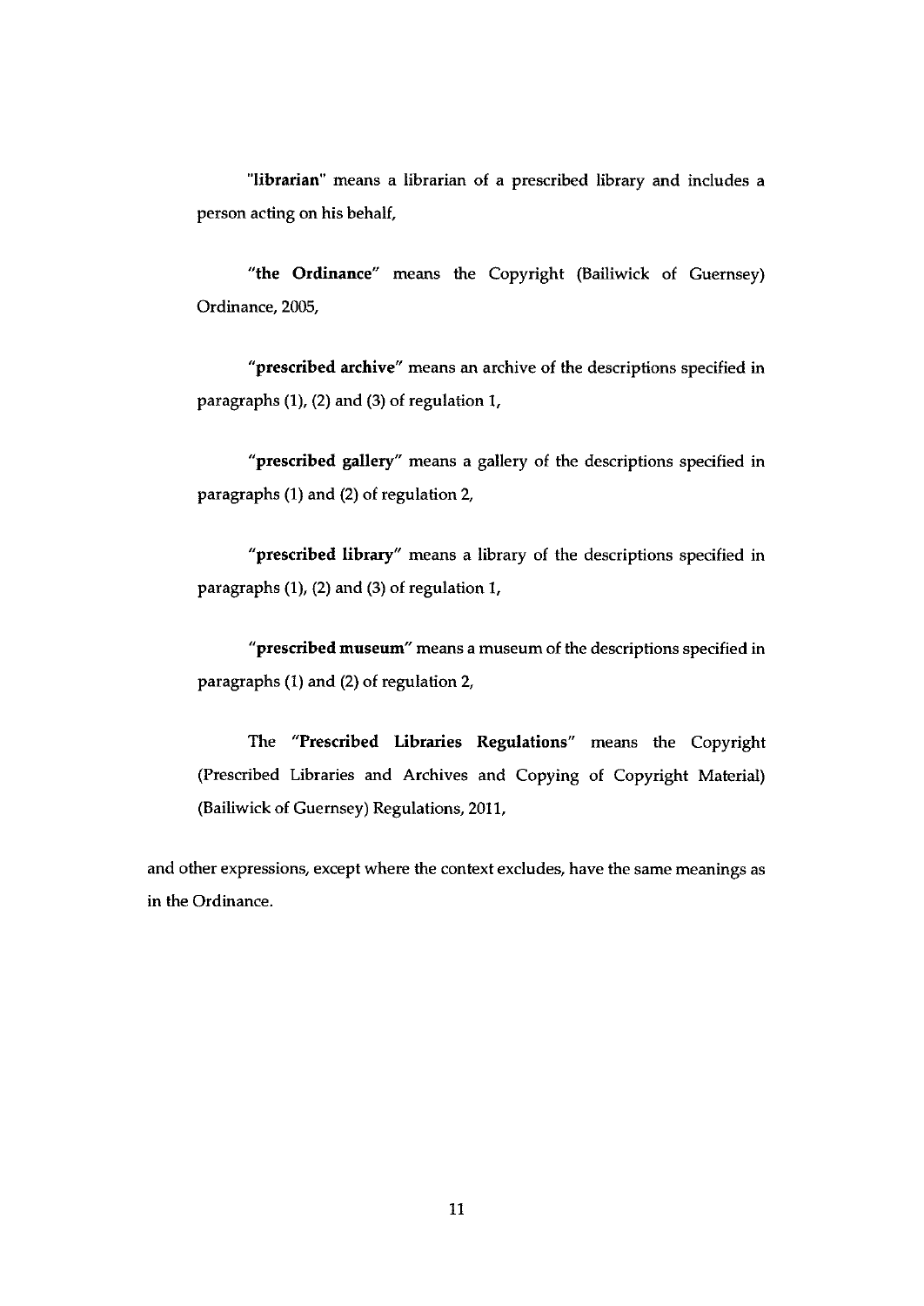"**librarian**" means a librarian of a prescribed library and includes a person acting on his behalf,

"**the Ordinance**" means the Copyright (Bailiwick of Guernsey) Ordinance, 2005,

"**prescribed archive**" means an archive of the descriptions specified in paragraphs (1), (2) and (3) of regulation 1,

"**prescribed gallery**" means a gallery of the descriptions specified in paragraphs (1) and (2) of regulation 2,

"**prescribed library**" means a library of the descriptions specified in paragraphs (1), (2) and (3) of regulation 1,

"**prescribed museum**" means a museum of the descriptions specified in paragraphs (1) and (2) of regulation 2,

The "**Prescribed Libraries Regulations**" means the Copyright (Prescribed Libraries and Archives and Copying of Copyright Material) (Bailiwick of Guernsey) Regulations, 2011,

and other expressions, except where the context excludes, have the same meanings as in the Ordinance.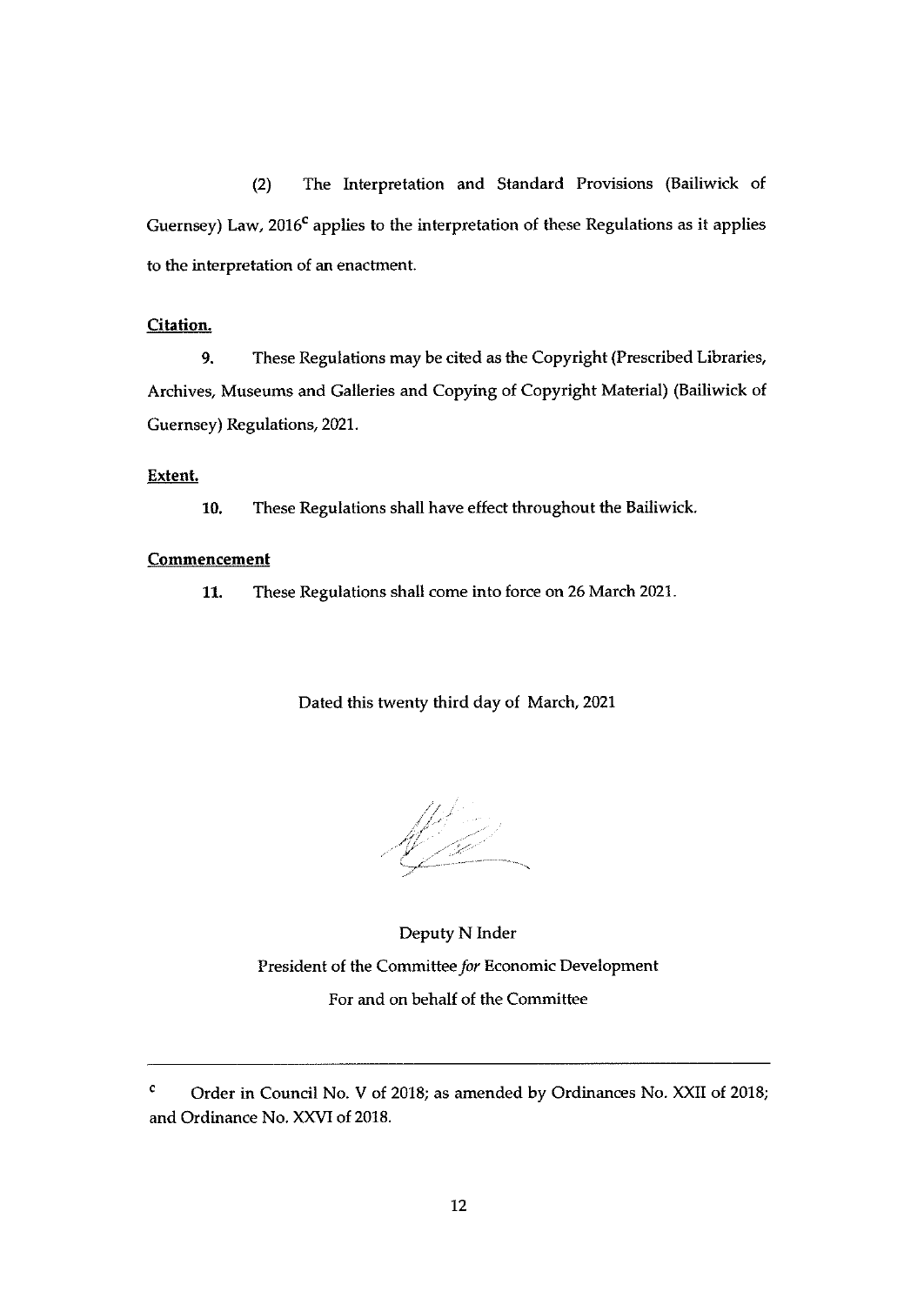(2) The Interpretation and Standard Provisions (Bailiwick of Guernsey) Law, 2016[c] applies to the interpretation of these Regulations as it applies to the interpretation of an enactment.

**Citation.**

9. These Regulations may be cited as the Copyright (Prescribed Libraries, Archives, Museums and Galleries and Copying of Copyright Material) (Bailiwick of Guernsey) Regulations, 2021.

**Extent.**

10. These Regulations shall have effect throughout the Bailiwick.

**Commencement**

11. These Regulations shall come into force on 26 March 2021.

Dated this twenty third day of March, 2021

Deputy N Inder

President of the Committee *for* Economic Development

For and on behalf of the Committee

---

[c] Order in Council No. V of 2018; as amended by Ordinances No. XXII of 2018; and Ordinance No. XXVI of 2018.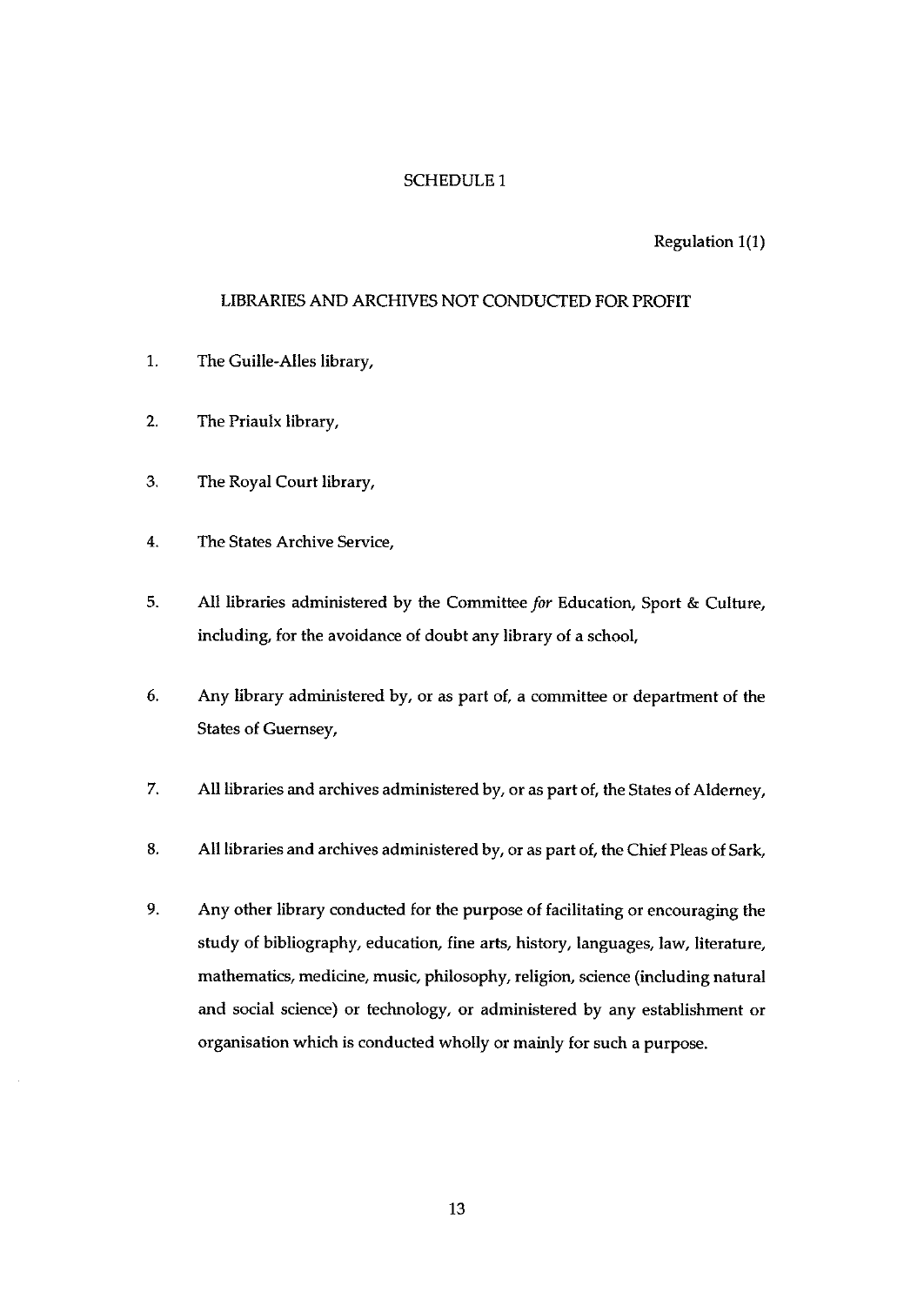# SCHEDULE 1

Regulation 1(1)

## LIBRARIES AND ARCHIVES NOT CONDUCTED FOR PROFIT

1. The Guille-Alles library,

2. The Priaulx library,

3. The Royal Court library,

4. The States Archive Service,

5. All libraries administered by the Committee *for* Education, Sport & Culture, including, for the avoidance of doubt any library of a school,

6. Any library administered by, or as part of, a committee or department of the States of Guernsey,

7. All libraries and archives administered by, or as part of, the States of Alderney,

8. All libraries and archives administered by, or as part of, the Chief Pleas of Sark,

9. Any other library conducted for the purpose of facilitating or encouraging the study of bibliography, education, fine arts, history, languages, law, literature, mathematics, medicine, music, philosophy, religion, science (including natural and social science) or technology, or administered by any establishment or organisation which is conducted wholly or mainly for such a purpose.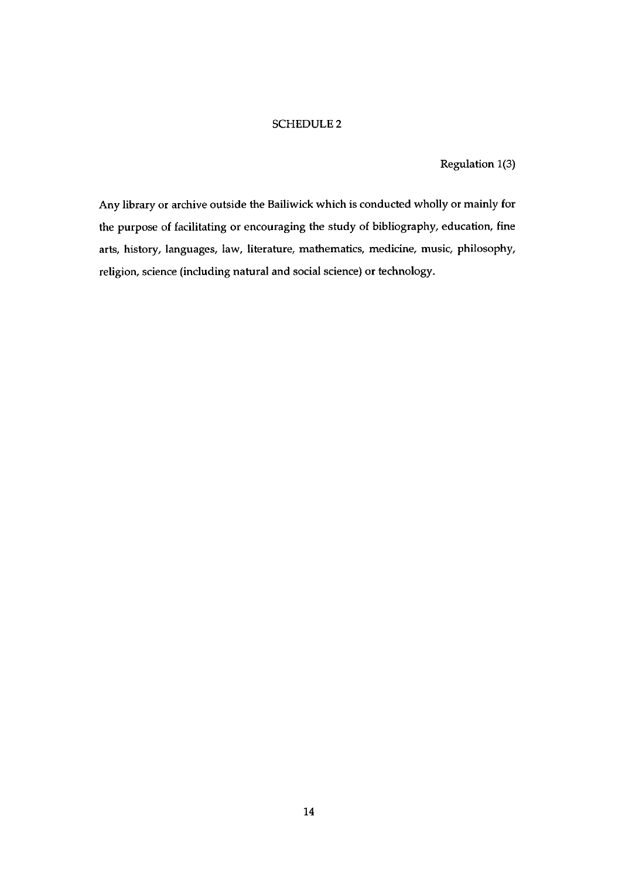## SCHEDULE 2

Regulation 1(3)

Any library or archive outside the Bailiwick which is conducted wholly or mainly for the purpose of facilitating or encouraging the study of bibliography, education, fine arts, history, languages, law, literature, mathematics, medicine, music, philosophy, religion, science (including natural and social science) or technology.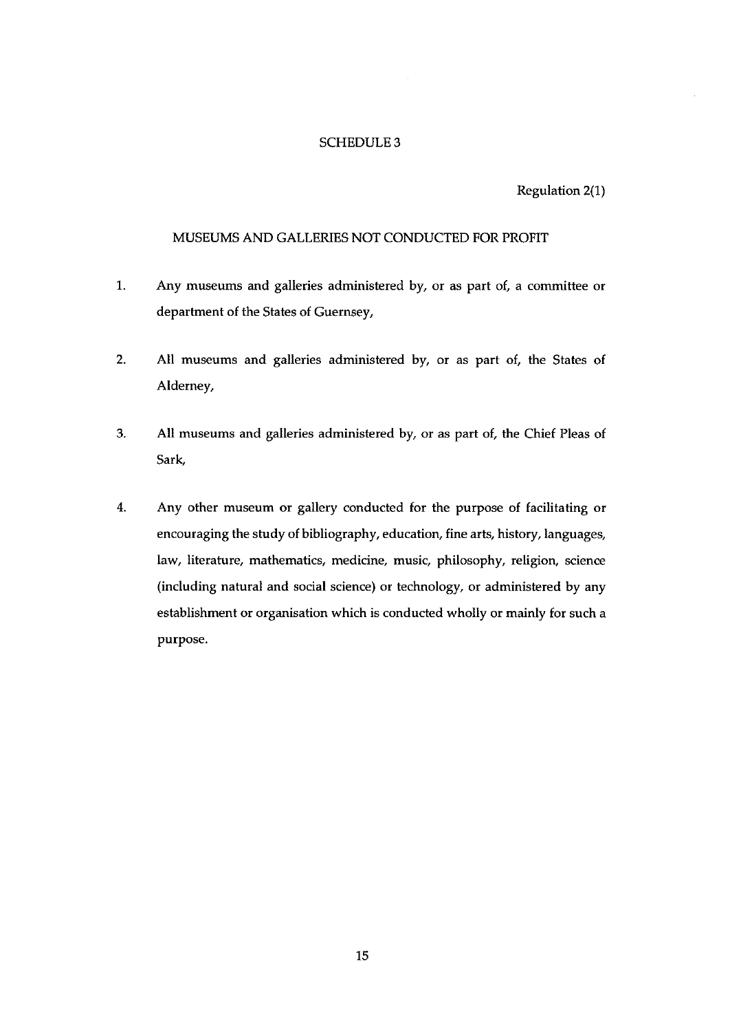# SCHEDULE 3

Regulation 2(1)

## MUSEUMS AND GALLERIES NOT CONDUCTED FOR PROFIT

1. Any museums and galleries administered by, or as part of, a committee or department of the States of Guernsey,

2. All museums and galleries administered by, or as part of, the States of Alderney,

3. All museums and galleries administered by, or as part of, the Chief Pleas of Sark,

4. Any other museum or gallery conducted for the purpose of facilitating or encouraging the study of bibliography, education, fine arts, history, languages, law, literature, mathematics, medicine, music, philosophy, religion, science (including natural and social science) or technology, or administered by any establishment or organisation which is conducted wholly or mainly for such a purpose.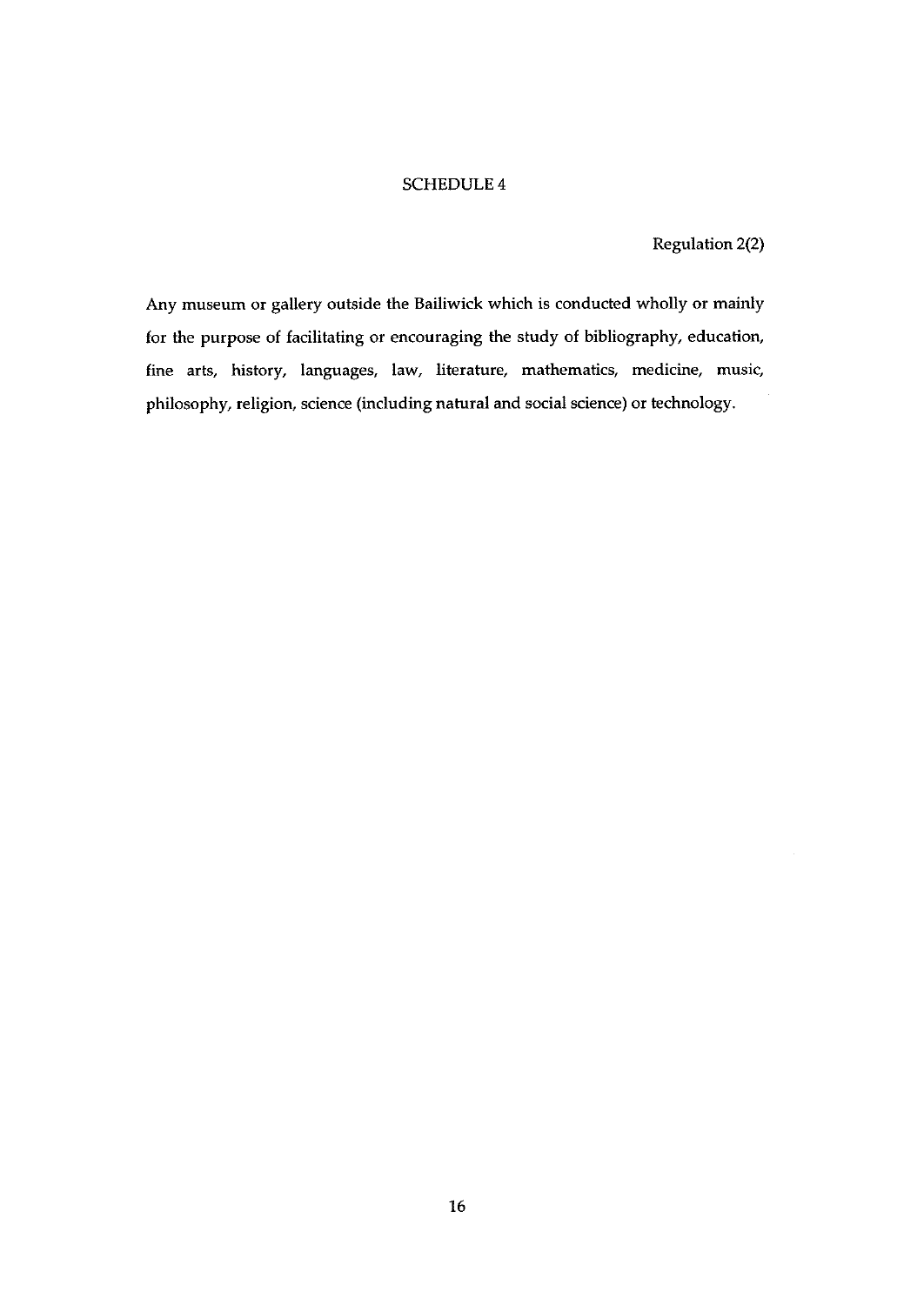# SCHEDULE 4

Regulation 2(2)

Any museum or gallery outside the Bailiwick which is conducted wholly or mainly for the purpose of facilitating or encouraging the study of bibliography, education, fine arts, history, languages, law, literature, mathematics, medicine, music, philosophy, religion, science (including natural and social science) or technology.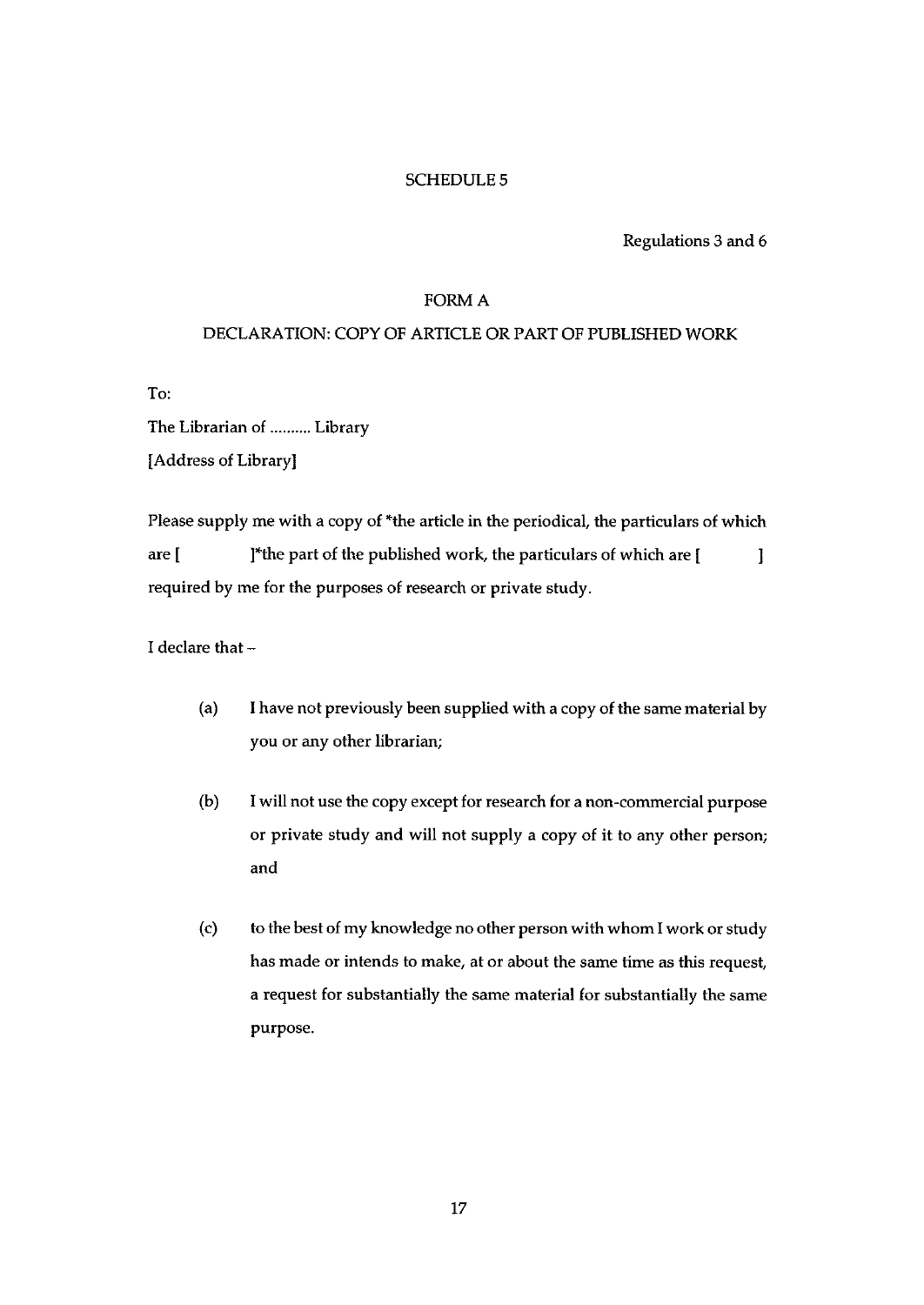# SCHEDULE 5

Regulations 3 and 6

## FORM A

## DECLARATION: COPY OF ARTICLE OR PART OF PUBLISHED WORK

To:

The Librarian of .......... Library

[Address of Library]

Please supply me with a copy of *the article in the periodical, the particulars of which are [ ]*the part of the published work, the particulars of which are [ ] required by me for the purposes of research or private study.

I declare that –

(a) I have not previously been supplied with a copy of the same material by you or any other librarian;

(b) I will not use the copy except for research for a non-commercial purpose or private study and will not supply a copy of it to any other person; and

(c) to the best of my knowledge no other person with whom I work or study has made or intends to make, at or about the same time as this request, a request for substantially the same material for substantially the same purpose.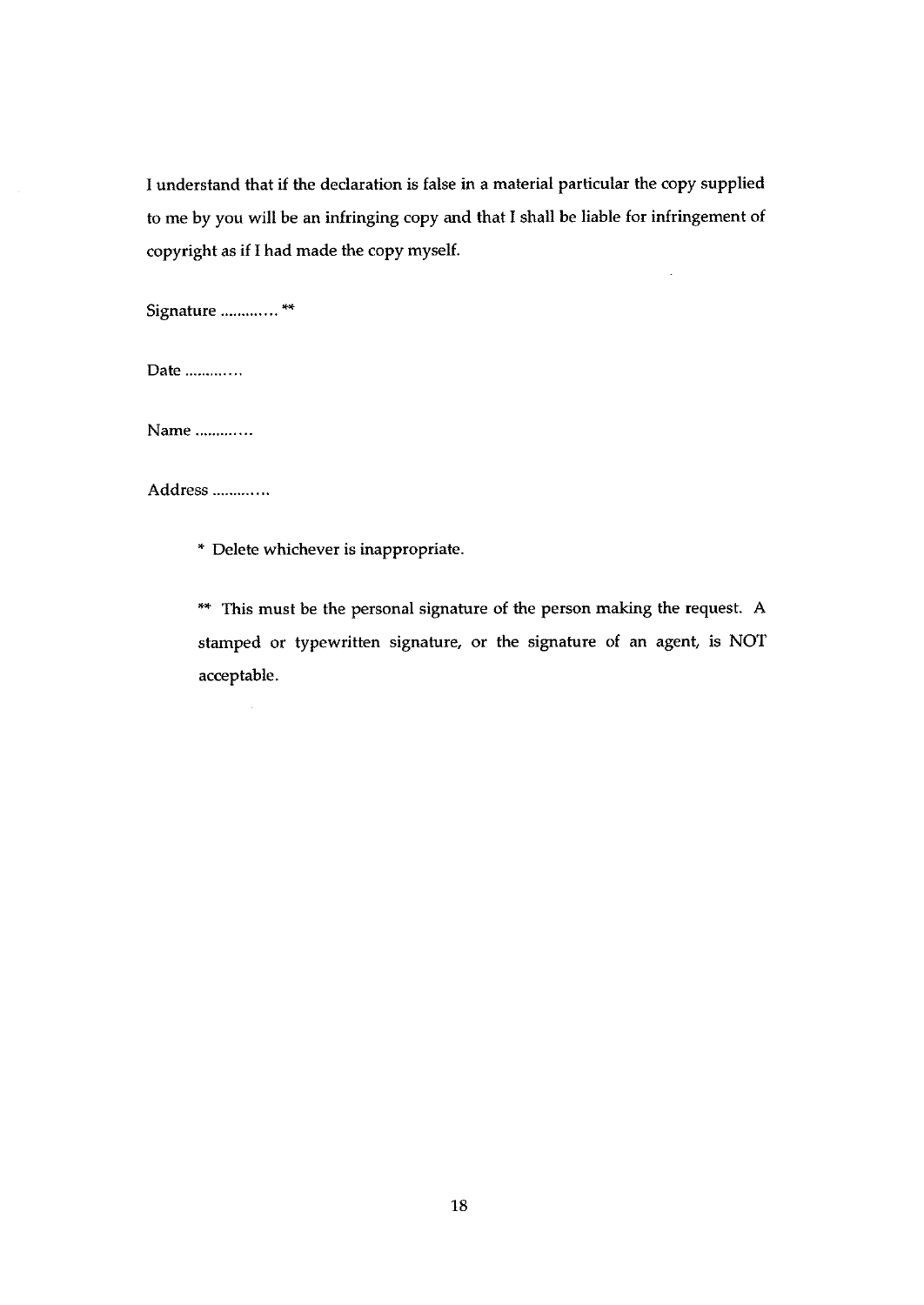I understand that if the declaration is false in a material particular the copy supplied to me by you will be an infringing copy and that I shall be liable for infringement of copyright as if I had made the copy myself.

Signature ............ **

Date ............

Name ............

Address ............

* Delete whichever is inappropriate.

** This must be the personal signature of the person making the request. A stamped or typewritten signature, or the signature of an agent, is NOT acceptable.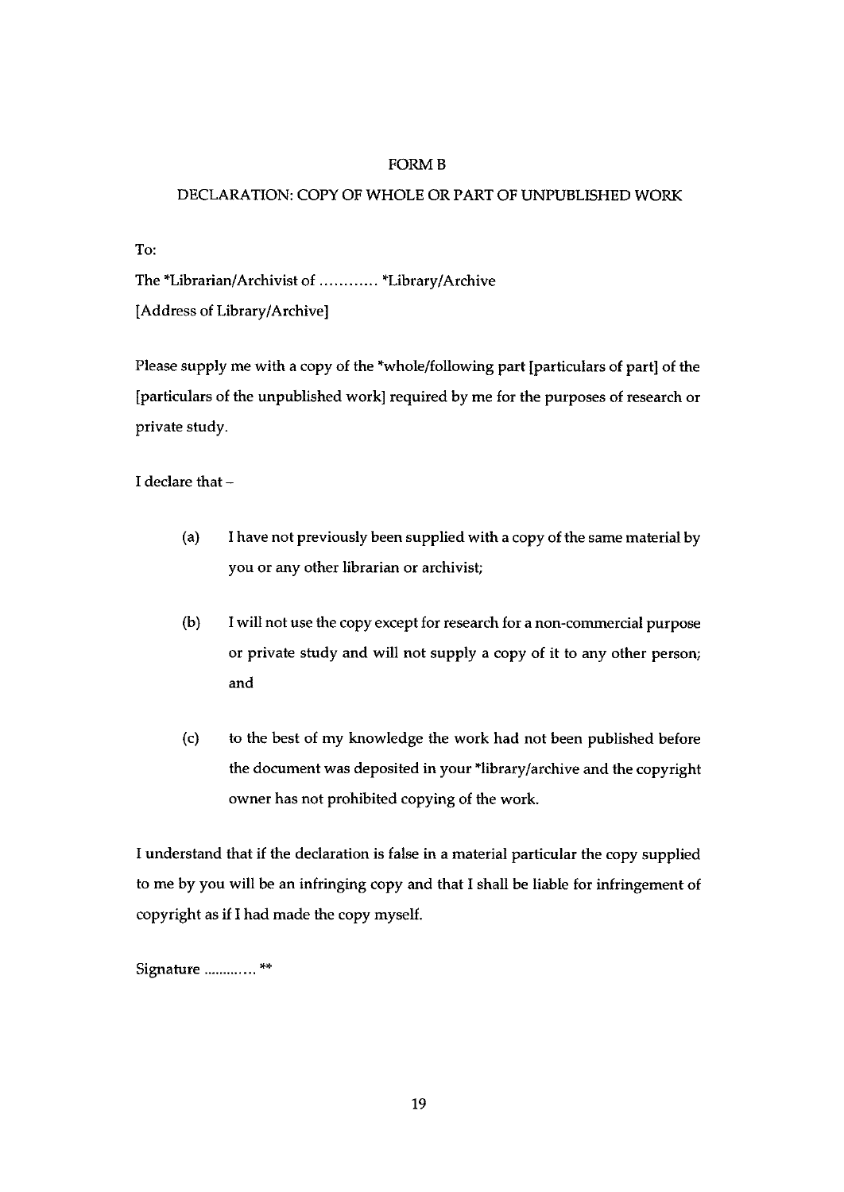FORM B

DECLARATION: COPY OF WHOLE OR PART OF UNPUBLISHED WORK

To:

The *Librarian/Archivist of ............ *Library/Archive

[Address of Library/Archive]

Please supply me with a copy of the *whole/following part [particulars of part] of the [particulars of the unpublished work] required by me for the purposes of research or private study.

I declare that –

(a) I have not previously been supplied with a copy of the same material by you or any other librarian or archivist;

(b) I will not use the copy except for research for a non-commercial purpose or private study and will not supply a copy of it to any other person; and

(c) to the best of my knowledge the work had not been published before the document was deposited in your *library/archive and the copyright owner has not prohibited copying of the work.

I understand that if the declaration is false in a material particular the copy supplied to me by you will be an infringing copy and that I shall be liable for infringement of copyright as if I had made the copy myself.

Signature ............ **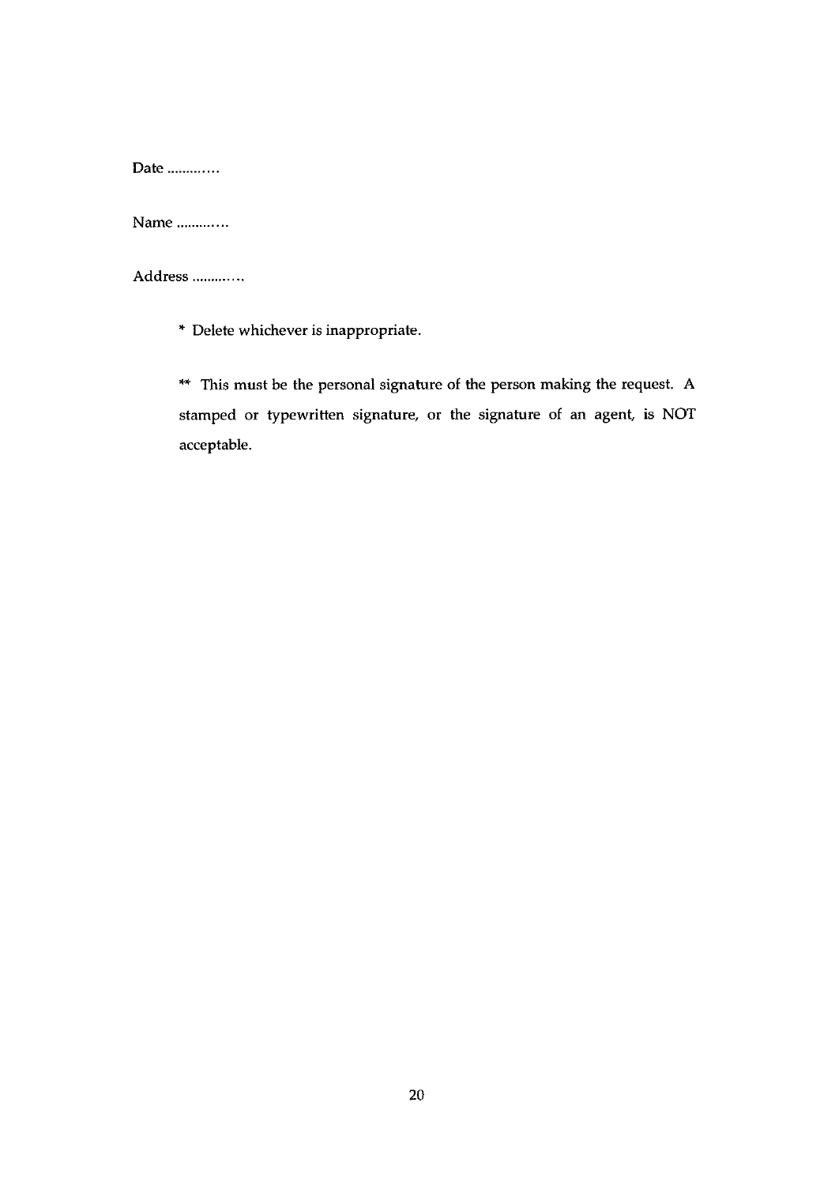Date ............

Name ............

Address ............

* Delete whichever is inappropriate.

** This must be the personal signature of the person making the request. A stamped or typewritten signature, or the signature of an agent, is NOT acceptable.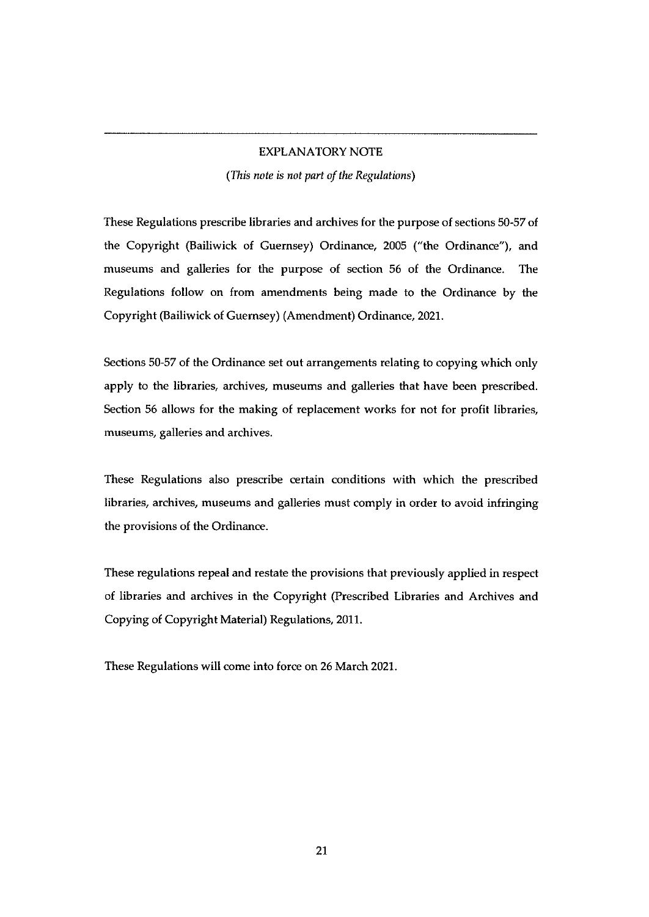## EXPLANATORY NOTE

*(This note is not part of the Regulations)*

These Regulations prescribe libraries and archives for the purpose of sections 50-57 of the Copyright (Bailiwick of Guernsey) Ordinance, 2005 ("the Ordinance"), and museums and galleries for the purpose of section 56 of the Ordinance. The Regulations follow on from amendments being made to the Ordinance by the Copyright (Bailiwick of Guernsey) (Amendment) Ordinance, 2021.

Sections 50-57 of the Ordinance set out arrangements relating to copying which only apply to the libraries, archives, museums and galleries that have been prescribed. Section 56 allows for the making of replacement works for not for profit libraries, museums, galleries and archives.

These Regulations also prescribe certain conditions with which the prescribed libraries, archives, museums and galleries must comply in order to avoid infringing the provisions of the Ordinance.

These regulations repeal and restate the provisions that previously applied in respect of libraries and archives in the Copyright (Prescribed Libraries and Archives and Copying of Copyright Material) Regulations, 2011.

These Regulations will come into force on 26 March 2021.